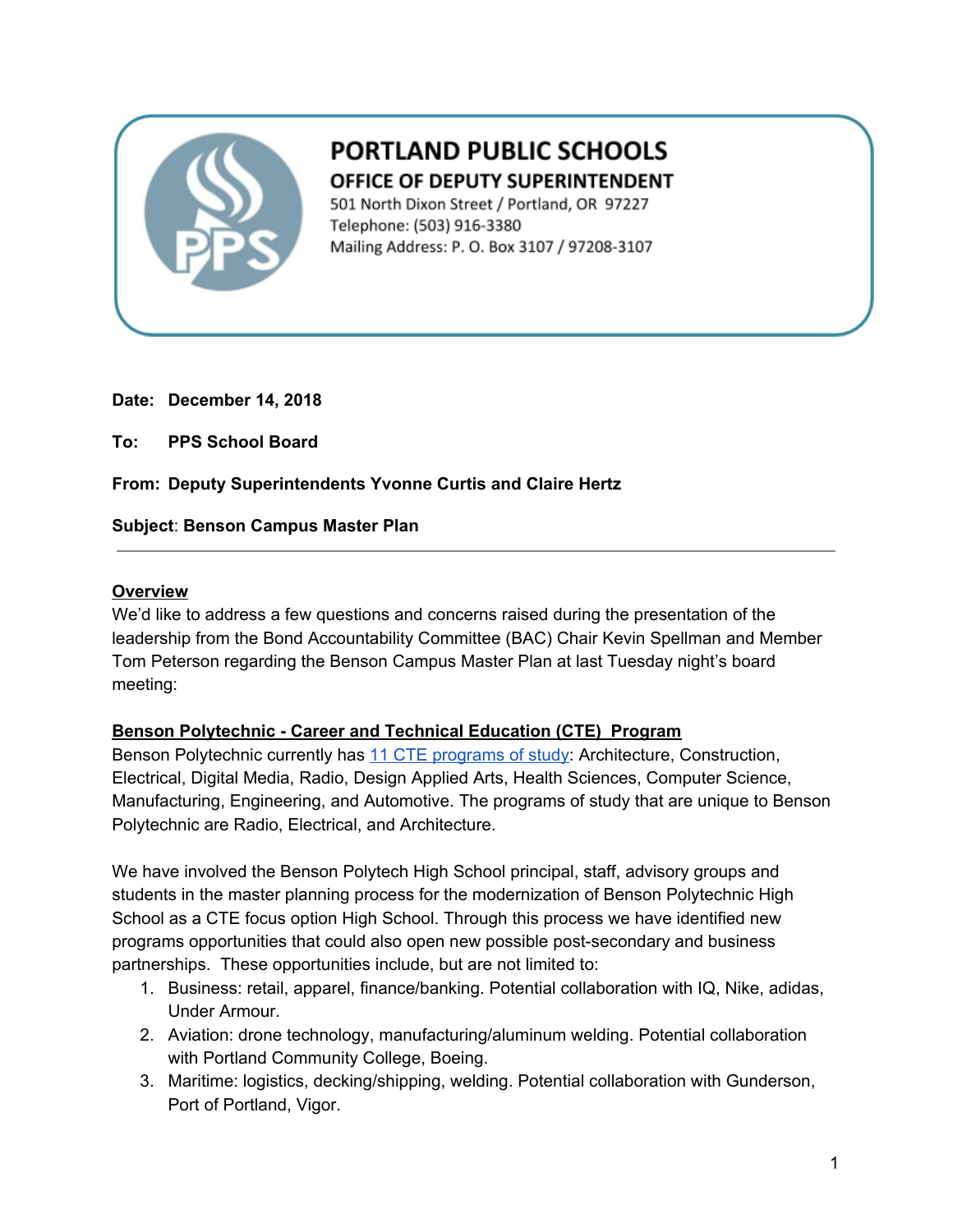# PORTLAND PUBLIC SCHOOLS

## OFFICE OF DEPUTY SUPERINTENDENT

501 North Dixon Street / Portland, OR 97227
Telephone: (503) 916-3380
Mailing Address: P. O. Box 3107 / 97208-3107

**Date: December 14, 2018**

**To: PPS School Board**

**From: Deputy Superintendents Yvonne Curtis and Claire Hertz**

**Subject**: **Benson Campus Master Plan**

---

**Overview**

We'd like to address a few questions and concerns raised during the presentation of the leadership from the Bond Accountability Committee (BAC) Chair Kevin Spellman and Member Tom Peterson regarding the Benson Campus Master Plan at last Tuesday night's board meeting:

**Benson Polytechnic - Career and Technical Education (CTE) Program**

Benson Polytechnic currently has 11 CTE programs of study: Architecture, Construction, Electrical, Digital Media, Radio, Design Applied Arts, Health Sciences, Computer Science, Manufacturing, Engineering, and Automotive. The programs of study that are unique to Benson Polytechnic are Radio, Electrical, and Architecture.

We have involved the Benson Polytech High School principal, staff, advisory groups and students in the master planning process for the modernization of Benson Polytechnic High School as a CTE focus option High School. Through this process we have identified new programs opportunities that could also open new possible post-secondary and business partnerships. These opportunities include, but are not limited to:

1. Business: retail, apparel, finance/banking. Potential collaboration with IQ, Nike, adidas, Under Armour.
2. Aviation: drone technology, manufacturing/aluminum welding. Potential collaboration with Portland Community College, Boeing.
3. Maritime: logistics, decking/shipping, welding. Potential collaboration with Gunderson, Port of Portland, Vigor.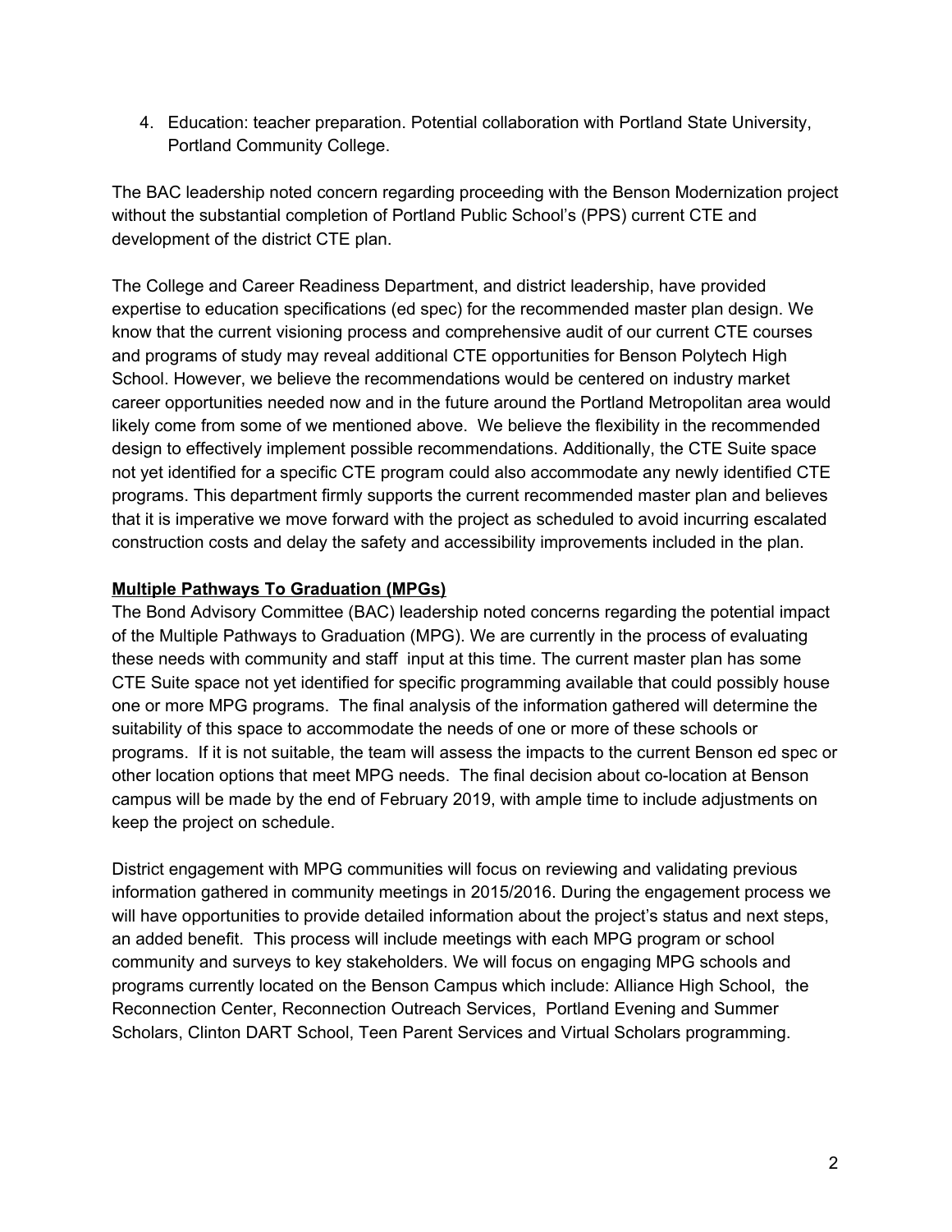4. Education: teacher preparation. Potential collaboration with Portland State University, Portland Community College.

The BAC leadership noted concern regarding proceeding with the Benson Modernization project without the substantial completion of Portland Public School's (PPS) current CTE and development of the district CTE plan.

The College and Career Readiness Department, and district leadership, have provided expertise to education specifications (ed spec) for the recommended master plan design. We know that the current visioning process and comprehensive audit of our current CTE courses and programs of study may reveal additional CTE opportunities for Benson Polytech High School. However, we believe the recommendations would be centered on industry market career opportunities needed now and in the future around the Portland Metropolitan area would likely come from some of we mentioned above. We believe the flexibility in the recommended design to effectively implement possible recommendations. Additionally, the CTE Suite space not yet identified for a specific CTE program could also accommodate any newly identified CTE programs. This department firmly supports the current recommended master plan and believes that it is imperative we move forward with the project as scheduled to avoid incurring escalated construction costs and delay the safety and accessibility improvements included in the plan.

**Multiple Pathways To Graduation (MPGs)**

The Bond Advisory Committee (BAC) leadership noted concerns regarding the potential impact of the Multiple Pathways to Graduation (MPG). We are currently in the process of evaluating these needs with community and staff input at this time. The current master plan has some CTE Suite space not yet identified for specific programming available that could possibly house one or more MPG programs. The final analysis of the information gathered will determine the suitability of this space to accommodate the needs of one or more of these schools or programs. If it is not suitable, the team will assess the impacts to the current Benson ed spec or other location options that meet MPG needs. The final decision about co-location at Benson campus will be made by the end of February 2019, with ample time to include adjustments on keep the project on schedule.

District engagement with MPG communities will focus on reviewing and validating previous information gathered in community meetings in 2015/2016. During the engagement process we will have opportunities to provide detailed information about the project's status and next steps, an added benefit. This process will include meetings with each MPG program or school community and surveys to key stakeholders. We will focus on engaging MPG schools and programs currently located on the Benson Campus which include: Alliance High School, the Reconnection Center, Reconnection Outreach Services, Portland Evening and Summer Scholars, Clinton DART School, Teen Parent Services and Virtual Scholars programming.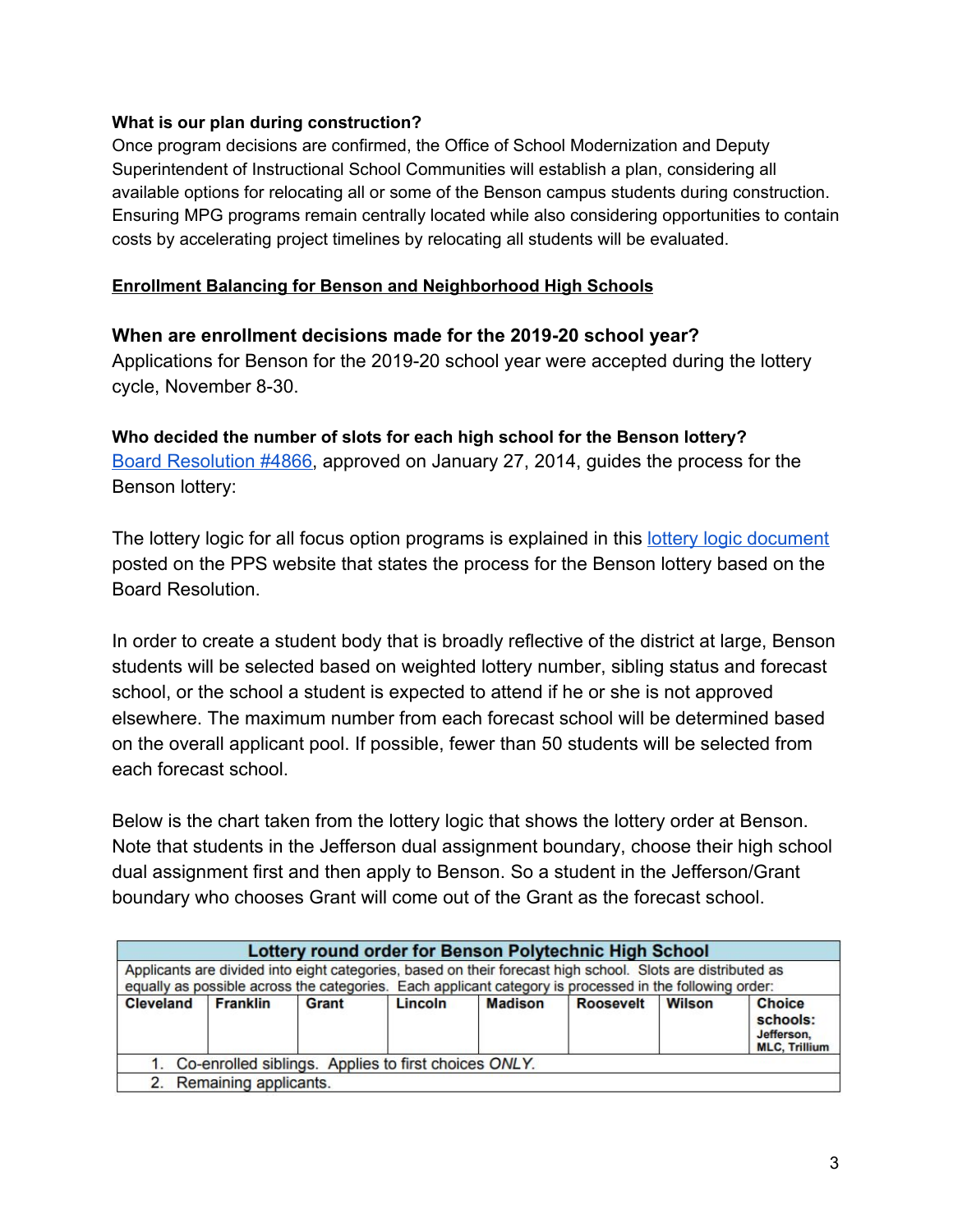**What is our plan during construction?**
Once program decisions are confirmed, the Office of School Modernization and Deputy Superintendent of Instructional School Communities will establish a plan, considering all available options for relocating all or some of the Benson campus students during construction. Ensuring MPG programs remain centrally located while also considering opportunities to contain costs by accelerating project timelines by relocating all students will be evaluated.

## Enrollment Balancing for Benson and Neighborhood High Schools

### When are enrollment decisions made for the 2019-20 school year?

Applications for Benson for the 2019-20 school year were accepted during the lottery cycle, November 8-30.

**Who decided the number of slots for each high school for the Benson lottery?**
[Board Resolution #4866](), approved on January 27, 2014, guides the process for the Benson lottery:

The lottery logic for all focus option programs is explained in this [lottery logic document]() posted on the PPS website that states the process for the Benson lottery based on the Board Resolution.

In order to create a student body that is broadly reflective of the district at large, Benson students will be selected based on weighted lottery number, sibling status and forecast school, or the school a student is expected to attend if he or she is not approved elsewhere. The maximum number from each forecast school will be determined based on the overall applicant pool. If possible, fewer than 50 students will be selected from each forecast school.

Below is the chart taken from the lottery logic that shows the lottery order at Benson. Note that students in the Jefferson dual assignment boundary, choose their high school dual assignment first and then apply to Benson. So a student in the Jefferson/Grant boundary who chooses Grant will come out of the Grant as the forecast school.

| **Lottery round order for Benson Polytechnic High School** | | | | | | | |
|---|---|---|---|---|---|---|---|
| Applicants are divided into eight categories, based on their forecast high school. Slots are distributed as equally as possible across the categories. Each applicant category is processed in the following order: | | | | | | | |
| **Cleveland** | **Franklin** | **Grant** | **Lincoln** | **Madison** | **Roosevelt** | **Wilson** | **Choice schools:** Jefferson, MLC, Trillium |
| 1. Co-enrolled siblings. Applies to first choices *ONLY*. | | | | | | | |
| 2. Remaining applicants. | | | | | | | |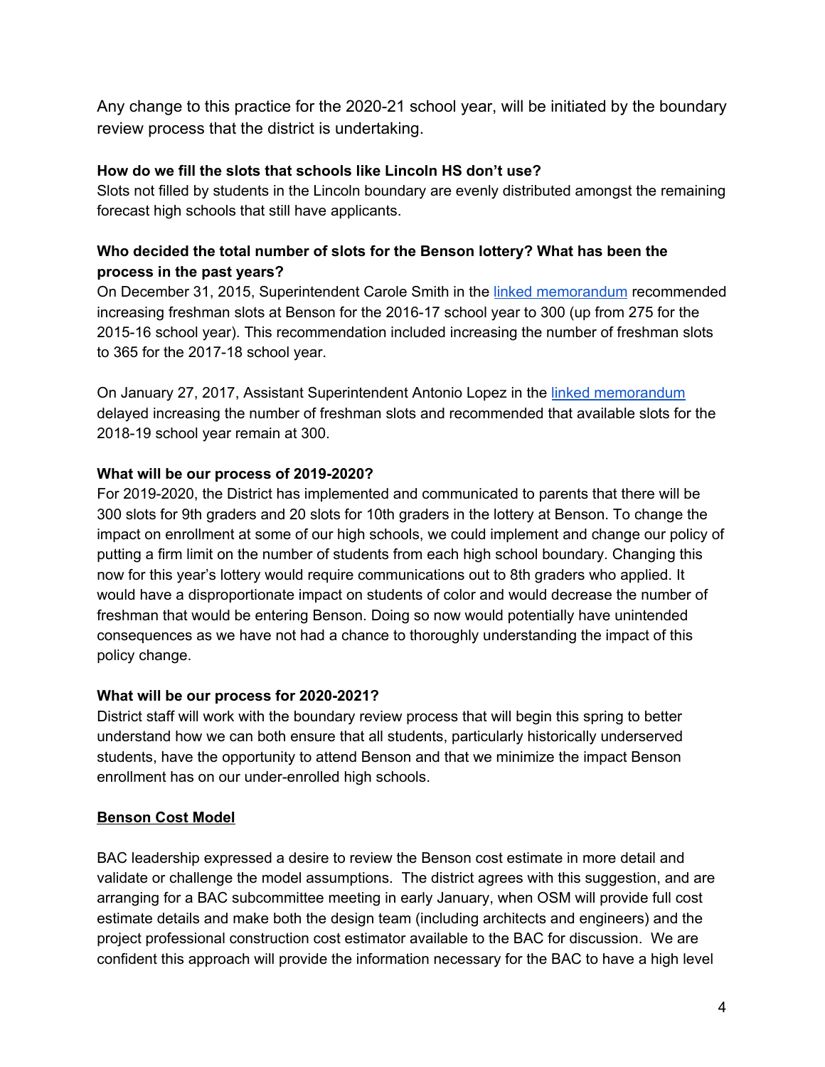Any change to this practice for the 2020-21 school year, will be initiated by the boundary review process that the district is undertaking.

**How do we fill the slots that schools like Lincoln HS don't use?**
Slots not filled by students in the Lincoln boundary are evenly distributed amongst the remaining forecast high schools that still have applicants.

**Who decided the total number of slots for the Benson lottery? What has been the process in the past years?**
On December 31, 2015, Superintendent Carole Smith in the linked memorandum recommended increasing freshman slots at Benson for the 2016-17 school year to 300 (up from 275 for the 2015-16 school year). This recommendation included increasing the number of freshman slots to 365 for the 2017-18 school year.

On January 27, 2017, Assistant Superintendent Antonio Lopez in the linked memorandum delayed increasing the number of freshman slots and recommended that available slots for the 2018-19 school year remain at 300.

**What will be our process of 2019-2020?**
For 2019-2020, the District has implemented and communicated to parents that there will be 300 slots for 9th graders and 20 slots for 10th graders in the lottery at Benson. To change the impact on enrollment at some of our high schools, we could implement and change our policy of putting a firm limit on the number of students from each high school boundary. Changing this now for this year's lottery would require communications out to 8th graders who applied. It would have a disproportionate impact on students of color and would decrease the number of freshman that would be entering Benson. Doing so now would potentially have unintended consequences as we have not had a chance to thoroughly understanding the impact of this policy change.

**What will be our process for 2020-2021?**
District staff will work with the boundary review process that will begin this spring to better understand how we can both ensure that all students, particularly historically underserved students, have the opportunity to attend Benson and that we minimize the impact Benson enrollment has on our under-enrolled high schools.

**Benson Cost Model**

BAC leadership expressed a desire to review the Benson cost estimate in more detail and validate or challenge the model assumptions. The district agrees with this suggestion, and are arranging for a BAC subcommittee meeting in early January, when OSM will provide full cost estimate details and make both the design team (including architects and engineers) and the project professional construction cost estimator available to the BAC for discussion. We are confident this approach will provide the information necessary for the BAC to have a high level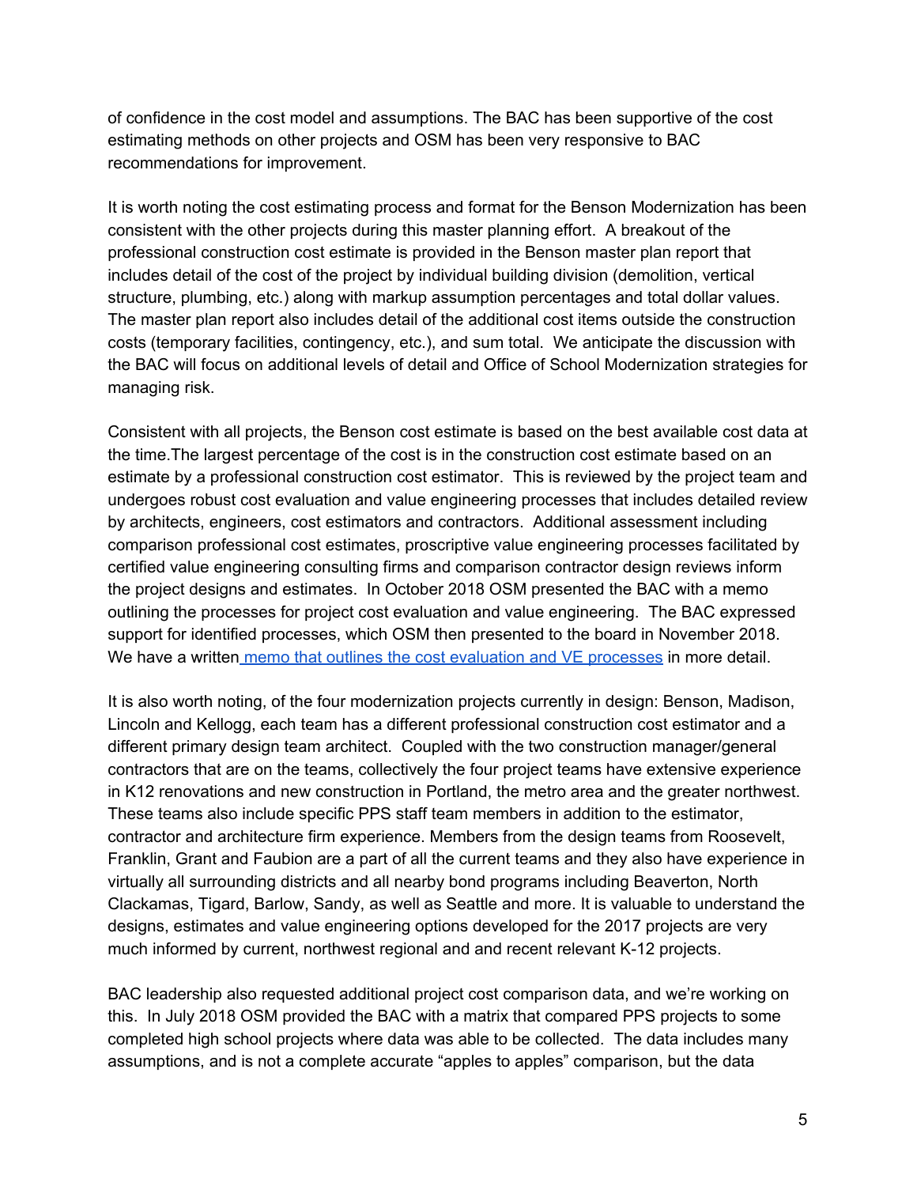of confidence in the cost model and assumptions. The BAC has been supportive of the cost estimating methods on other projects and OSM has been very responsive to BAC recommendations for improvement.

It is worth noting the cost estimating process and format for the Benson Modernization has been consistent with the other projects during this master planning effort. A breakout of the professional construction cost estimate is provided in the Benson master plan report that includes detail of the cost of the project by individual building division (demolition, vertical structure, plumbing, etc.) along with markup assumption percentages and total dollar values. The master plan report also includes detail of the additional cost items outside the construction costs (temporary facilities, contingency, etc.), and sum total. We anticipate the discussion with the BAC will focus on additional levels of detail and Office of School Modernization strategies for managing risk.

Consistent with all projects, the Benson cost estimate is based on the best available cost data at the time.The largest percentage of the cost is in the construction cost estimate based on an estimate by a professional construction cost estimator. This is reviewed by the project team and undergoes robust cost evaluation and value engineering processes that includes detailed review by architects, engineers, cost estimators and contractors. Additional assessment including comparison professional cost estimates, proscriptive value engineering processes facilitated by certified value engineering consulting firms and comparison contractor design reviews inform the project designs and estimates. In October 2018 OSM presented the BAC with a memo outlining the processes for project cost evaluation and value engineering. The BAC expressed support for identified processes, which OSM then presented to the board in November 2018. We have a written memo that outlines the cost evaluation and VE processes in more detail.

It is also worth noting, of the four modernization projects currently in design: Benson, Madison, Lincoln and Kellogg, each team has a different professional construction cost estimator and a different primary design team architect. Coupled with the two construction manager/general contractors that are on the teams, collectively the four project teams have extensive experience in K12 renovations and new construction in Portland, the metro area and the greater northwest. These teams also include specific PPS staff team members in addition to the estimator, contractor and architecture firm experience. Members from the design teams from Roosevelt, Franklin, Grant and Faubion are a part of all the current teams and they also have experience in virtually all surrounding districts and all nearby bond programs including Beaverton, North Clackamas, Tigard, Barlow, Sandy, as well as Seattle and more. It is valuable to understand the designs, estimates and value engineering options developed for the 2017 projects are very much informed by current, northwest regional and and recent relevant K-12 projects.

BAC leadership also requested additional project cost comparison data, and we're working on this. In July 2018 OSM provided the BAC with a matrix that compared PPS projects to some completed high school projects where data was able to be collected. The data includes many assumptions, and is not a complete accurate "apples to apples" comparison, but the data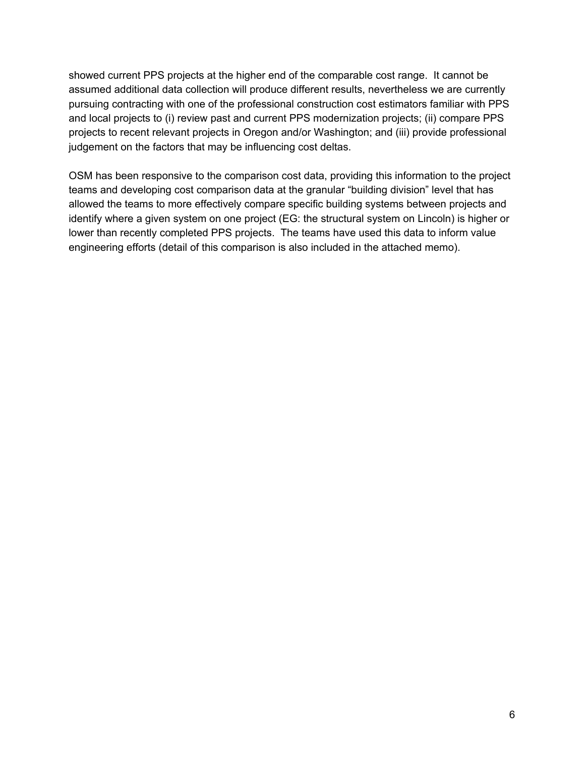showed current PPS projects at the higher end of the comparable cost range. It cannot be assumed additional data collection will produce different results, nevertheless we are currently pursuing contracting with one of the professional construction cost estimators familiar with PPS and local projects to (i) review past and current PPS modernization projects; (ii) compare PPS projects to recent relevant projects in Oregon and/or Washington; and (iii) provide professional judgement on the factors that may be influencing cost deltas.

OSM has been responsive to the comparison cost data, providing this information to the project teams and developing cost comparison data at the granular "building division" level that has allowed the teams to more effectively compare specific building systems between projects and identify where a given system on one project (EG: the structural system on Lincoln) is higher or lower than recently completed PPS projects. The teams have used this data to inform value engineering efforts (detail of this comparison is also included in the attached memo).